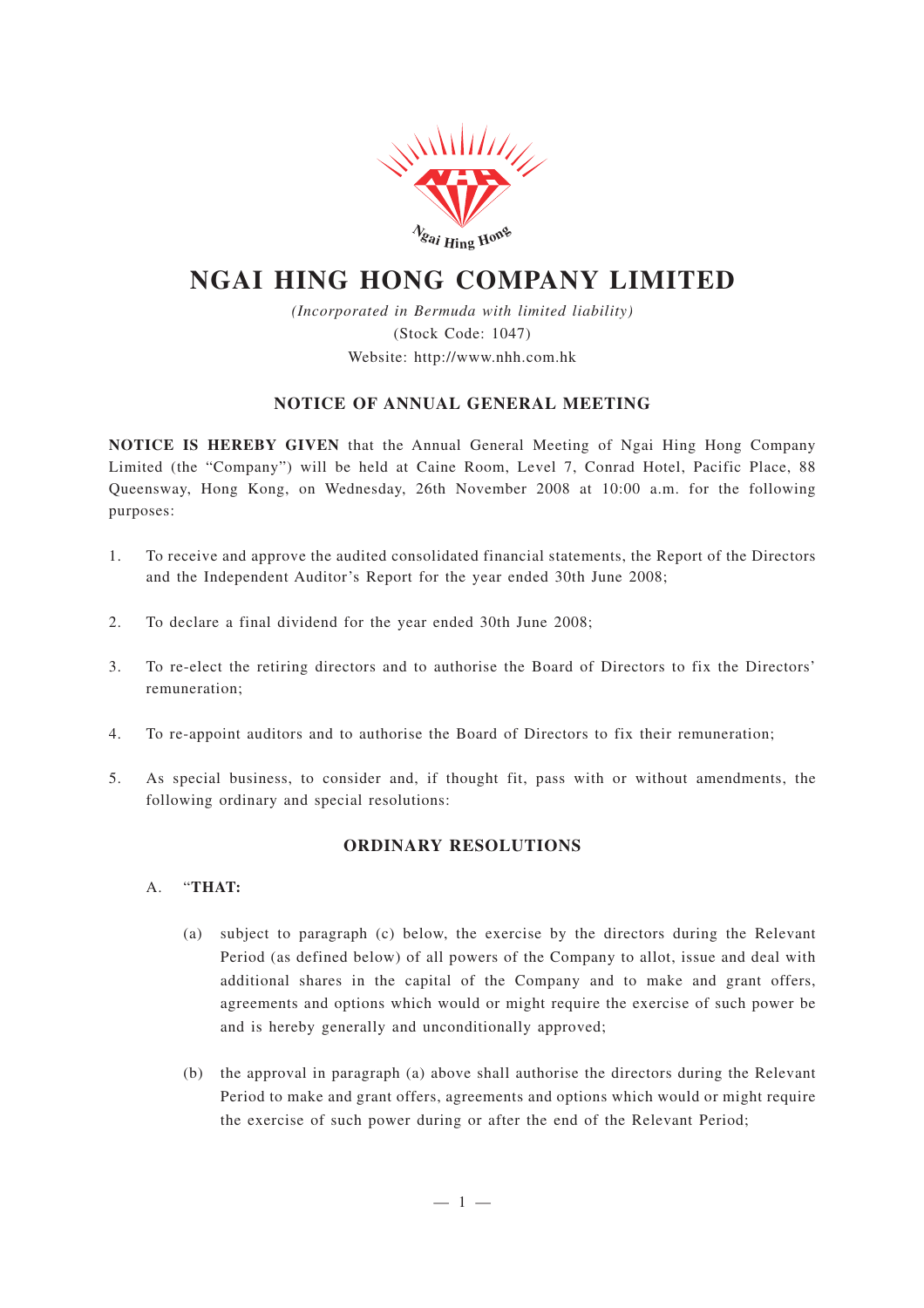# NGAI HING HONG COMPANY LIMITED

*(Incorporated in Bermuda with limited liability)*

(Stock Code: 1047)

Website: http://www.nhh.com.hk

## NOTICE OF ANNUAL GENERAL MEETING

**NOTICE IS HEREBY GIVEN** that the Annual General Meeting of Ngai Hing Hong Company Limited (the "Company") will be held at Caine Room, Level 7, Conrad Hotel, Pacific Place, 88 Queensway, Hong Kong, on Wednesday, 26th November 2008 at 10:00 a.m. for the following purposes:

1. To receive and approve the audited consolidated financial statements, the Report of the Directors and the Independent Auditor's Report for the year ended 30th June 2008;

2. To declare a final dividend for the year ended 30th June 2008;

3. To re-elect the retiring directors and to authorise the Board of Directors to fix the Directors' remuneration;

4. To re-appoint auditors and to authorise the Board of Directors to fix their remuneration;

5. As special business, to consider and, if thought fit, pass with or without amendments, the following ordinary and special resolutions:

### ORDINARY RESOLUTIONS

A. "**THAT:**

(a) subject to paragraph (c) below, the exercise by the directors during the Relevant Period (as defined below) of all powers of the Company to allot, issue and deal with additional shares in the capital of the Company and to make and grant offers, agreements and options which would or might require the exercise of such power be and is hereby generally and unconditionally approved;

(b) the approval in paragraph (a) above shall authorise the directors during the Relevant Period to make and grant offers, agreements and options which would or might require the exercise of such power during or after the end of the Relevant Period;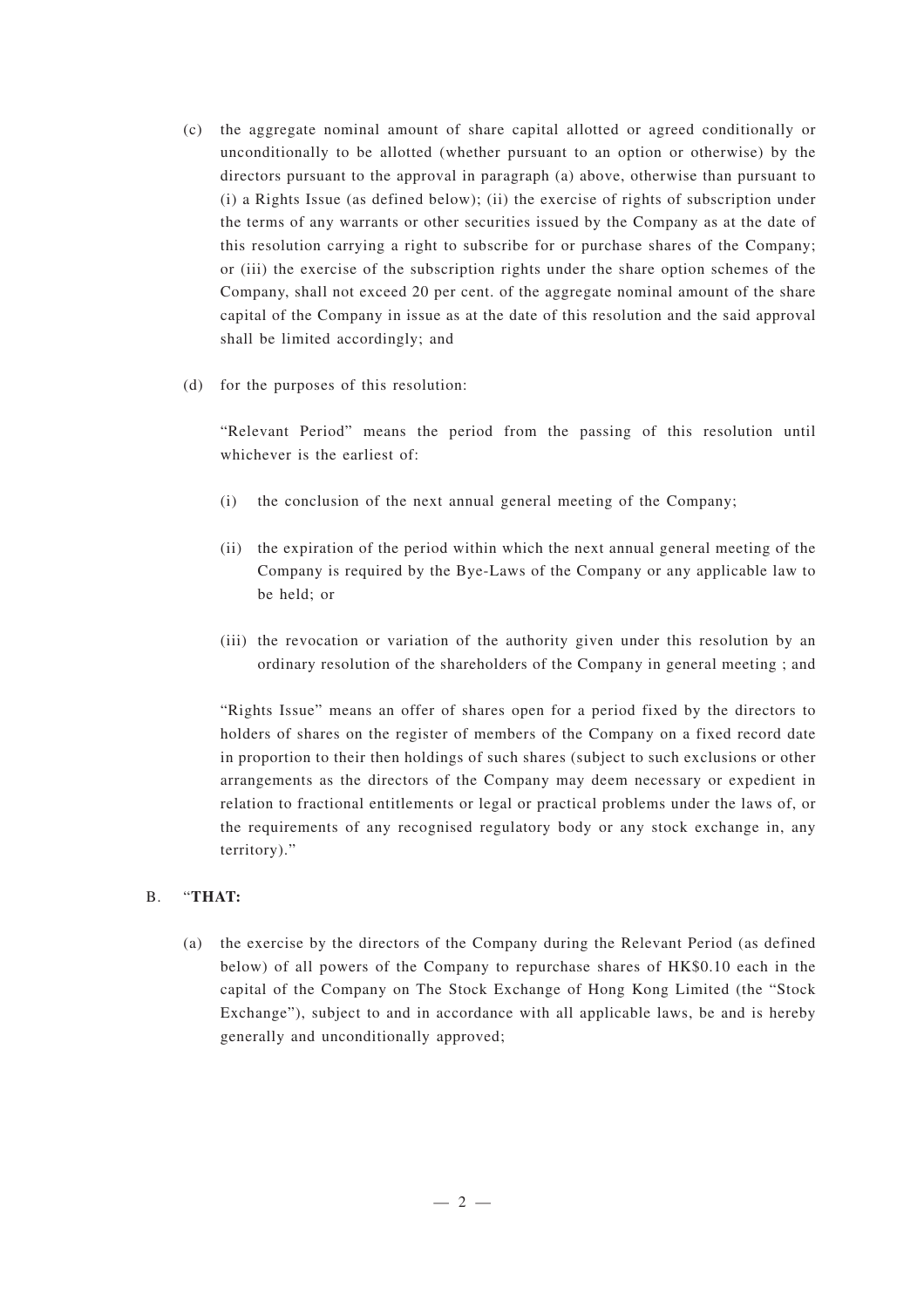(c) the aggregate nominal amount of share capital allotted or agreed conditionally or unconditionally to be allotted (whether pursuant to an option or otherwise) by the directors pursuant to the approval in paragraph (a) above, otherwise than pursuant to (i) a Rights Issue (as defined below); (ii) the exercise of rights of subscription under the terms of any warrants or other securities issued by the Company as at the date of this resolution carrying a right to subscribe for or purchase shares of the Company; or (iii) the exercise of the subscription rights under the share option schemes of the Company, shall not exceed 20 per cent. of the aggregate nominal amount of the share capital of the Company in issue as at the date of this resolution and the said approval shall be limited accordingly; and

(d) for the purposes of this resolution:

"Relevant Period" means the period from the passing of this resolution until whichever is the earliest of:

(i) the conclusion of the next annual general meeting of the Company;

(ii) the expiration of the period within which the next annual general meeting of the Company is required by the Bye-Laws of the Company or any applicable law to be held; or

(iii) the revocation or variation of the authority given under this resolution by an ordinary resolution of the shareholders of the Company in general meeting ; and

"Rights Issue" means an offer of shares open for a period fixed by the directors to holders of shares on the register of members of the Company on a fixed record date in proportion to their then holdings of such shares (subject to such exclusions or other arrangements as the directors of the Company may deem necessary or expedient in relation to fractional entitlements or legal or practical problems under the laws of, or the requirements of any recognised regulatory body or any stock exchange in, any territory)."

B. "**THAT:**

(a) the exercise by the directors of the Company during the Relevant Period (as defined below) of all powers of the Company to repurchase shares of HK$0.10 each in the capital of the Company on The Stock Exchange of Hong Kong Limited (the "Stock Exchange"), subject to and in accordance with all applicable laws, be and is hereby generally and unconditionally approved;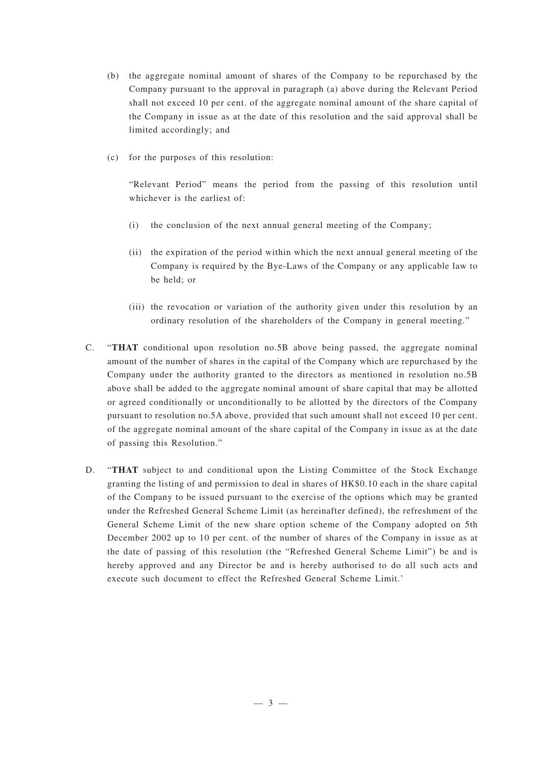(b) the aggregate nominal amount of shares of the Company to be repurchased by the Company pursuant to the approval in paragraph (a) above during the Relevant Period shall not exceed 10 per cent. of the aggregate nominal amount of the share capital of the Company in issue as at the date of this resolution and the said approval shall be limited accordingly; and

(c) for the purposes of this resolution:

"Relevant Period" means the period from the passing of this resolution until whichever is the earliest of:

(i) the conclusion of the next annual general meeting of the Company;

(ii) the expiration of the period within which the next annual general meeting of the Company is required by the Bye-Laws of the Company or any applicable law to be held; or

(iii) the revocation or variation of the authority given under this resolution by an ordinary resolution of the shareholders of the Company in general meeting."

C. "**THAT** conditional upon resolution no.5B above being passed, the aggregate nominal amount of the number of shares in the capital of the Company which are repurchased by the Company under the authority granted to the directors as mentioned in resolution no.5B above shall be added to the aggregate nominal amount of share capital that may be allotted or agreed conditionally or unconditionally to be allotted by the directors of the Company pursuant to resolution no.5A above, provided that such amount shall not exceed 10 per cent. of the aggregate nominal amount of the share capital of the Company in issue as at the date of passing this Resolution."

D. "**THAT** subject to and conditional upon the Listing Committee of the Stock Exchange granting the listing of and permission to deal in shares of HK$0.10 each in the share capital of the Company to be issued pursuant to the exercise of the options which may be granted under the Refreshed General Scheme Limit (as hereinafter defined), the refreshment of the General Scheme Limit of the new share option scheme of the Company adopted on 5th December 2002 up to 10 per cent. of the number of shares of the Company in issue as at the date of passing of this resolution (the "Refreshed General Scheme Limit") be and is hereby approved and any Director be and is hereby authorised to do all such acts and execute such document to effect the Refreshed General Scheme Limit.'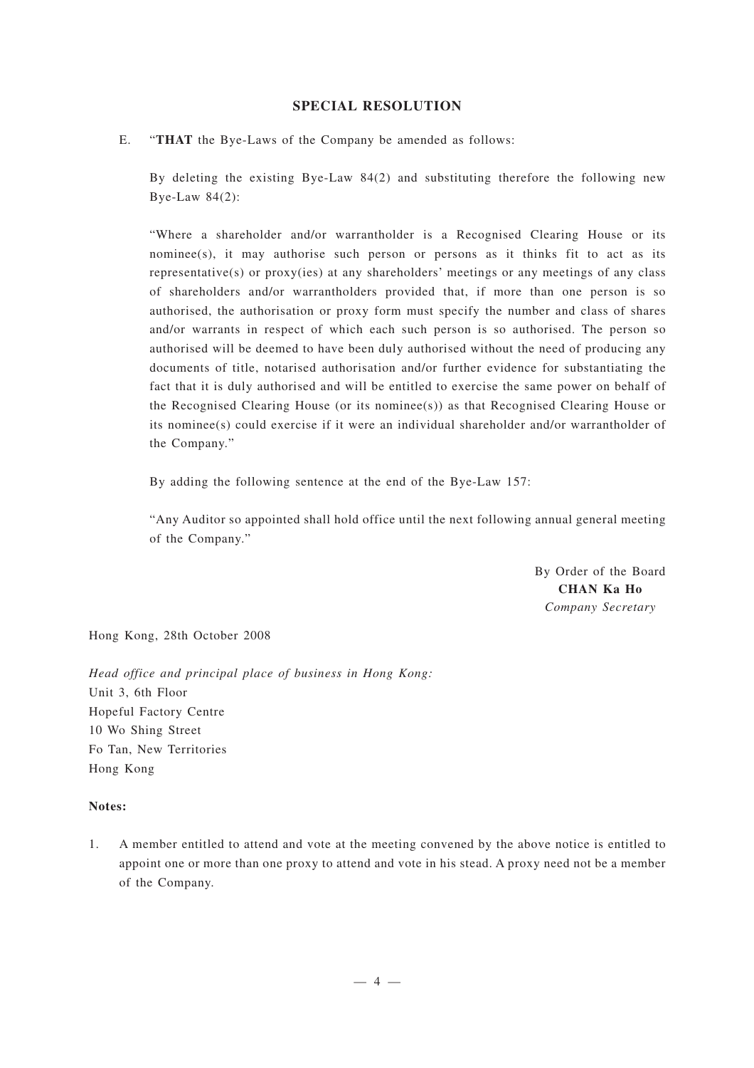## SPECIAL RESOLUTION

E. "**THAT** the Bye-Laws of the Company be amended as follows:

By deleting the existing Bye-Law 84(2) and substituting therefore the following new Bye-Law 84(2):

"Where a shareholder and/or warrantholder is a Recognised Clearing House or its nominee(s), it may authorise such person or persons as it thinks fit to act as its representative(s) or proxy(ies) at any shareholders' meetings or any meetings of any class of shareholders and/or warrantholders provided that, if more than one person is so authorised, the authorisation or proxy form must specify the number and class of shares and/or warrants in respect of which each such person is so authorised. The person so authorised will be deemed to have been duly authorised without the need of producing any documents of title, notarised authorisation and/or further evidence for substantiating the fact that it is duly authorised and will be entitled to exercise the same power on behalf of the Recognised Clearing House (or its nominee(s)) as that Recognised Clearing House or its nominee(s) could exercise if it were an individual shareholder and/or warrantholder of the Company."

By adding the following sentence at the end of the Bye-Law 157:

"Any Auditor so appointed shall hold office until the next following annual general meeting of the Company."

By Order of the Board
**CHAN Ka Ho**
*Company Secretary*

Hong Kong, 28th October 2008

*Head office and principal place of business in Hong Kong:*
Unit 3, 6th Floor
Hopeful Factory Centre
10 Wo Shing Street
Fo Tan, New Territories
Hong Kong

**Notes:**

1. A member entitled to attend and vote at the meeting convened by the above notice is entitled to appoint one or more than one proxy to attend and vote in his stead. A proxy need not be a member of the Company.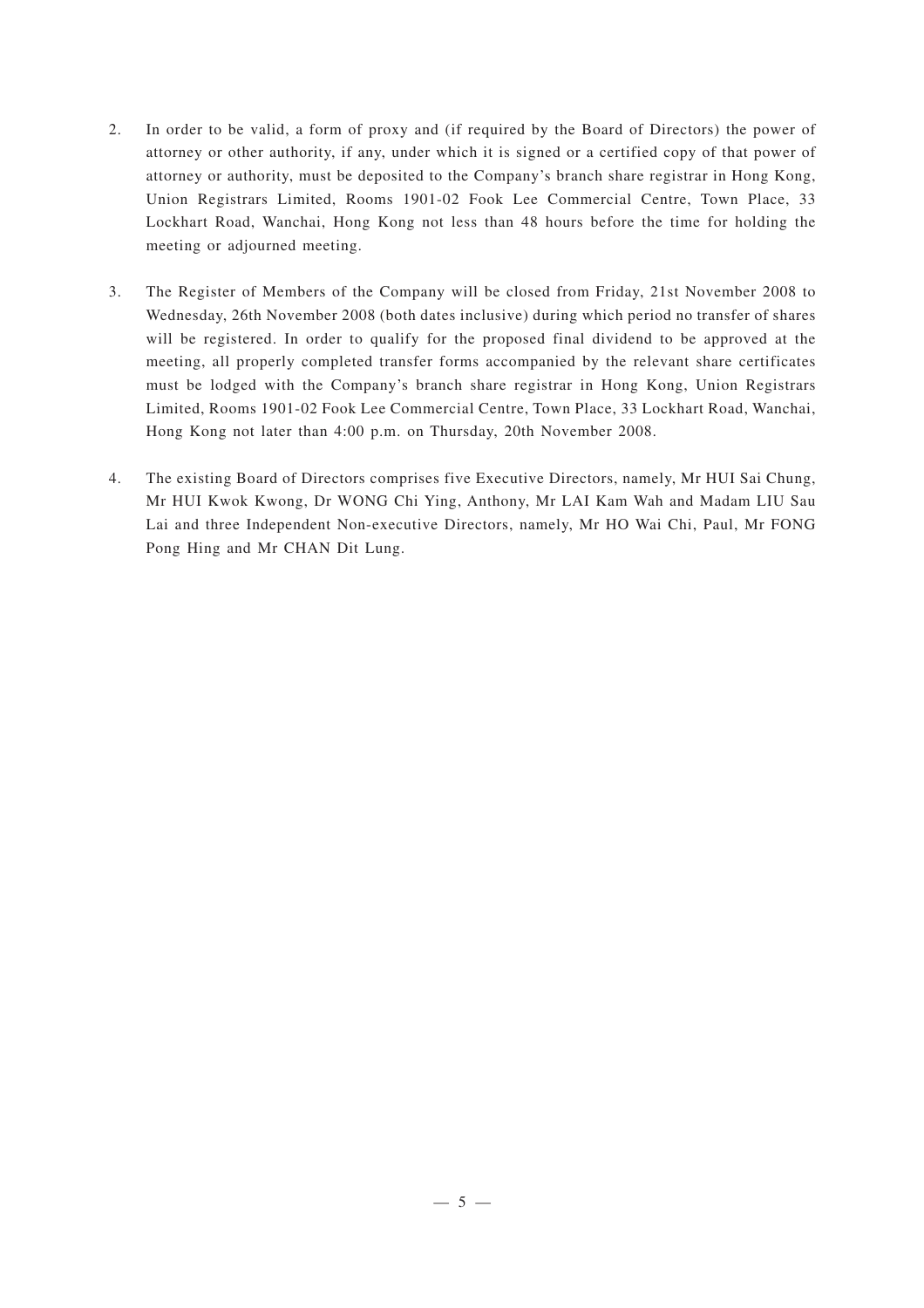2. In order to be valid, a form of proxy and (if required by the Board of Directors) the power of attorney or other authority, if any, under which it is signed or a certified copy of that power of attorney or authority, must be deposited to the Company's branch share registrar in Hong Kong, Union Registrars Limited, Rooms 1901-02 Fook Lee Commercial Centre, Town Place, 33 Lockhart Road, Wanchai, Hong Kong not less than 48 hours before the time for holding the meeting or adjourned meeting.

3. The Register of Members of the Company will be closed from Friday, 21st November 2008 to Wednesday, 26th November 2008 (both dates inclusive) during which period no transfer of shares will be registered. In order to qualify for the proposed final dividend to be approved at the meeting, all properly completed transfer forms accompanied by the relevant share certificates must be lodged with the Company's branch share registrar in Hong Kong, Union Registrars Limited, Rooms 1901-02 Fook Lee Commercial Centre, Town Place, 33 Lockhart Road, Wanchai, Hong Kong not later than 4:00 p.m. on Thursday, 20th November 2008.

4. The existing Board of Directors comprises five Executive Directors, namely, Mr HUI Sai Chung, Mr HUI Kwok Kwong, Dr WONG Chi Ying, Anthony, Mr LAI Kam Wah and Madam LIU Sau Lai and three Independent Non-executive Directors, namely, Mr HO Wai Chi, Paul, Mr FONG Pong Hing and Mr CHAN Dit Lung.